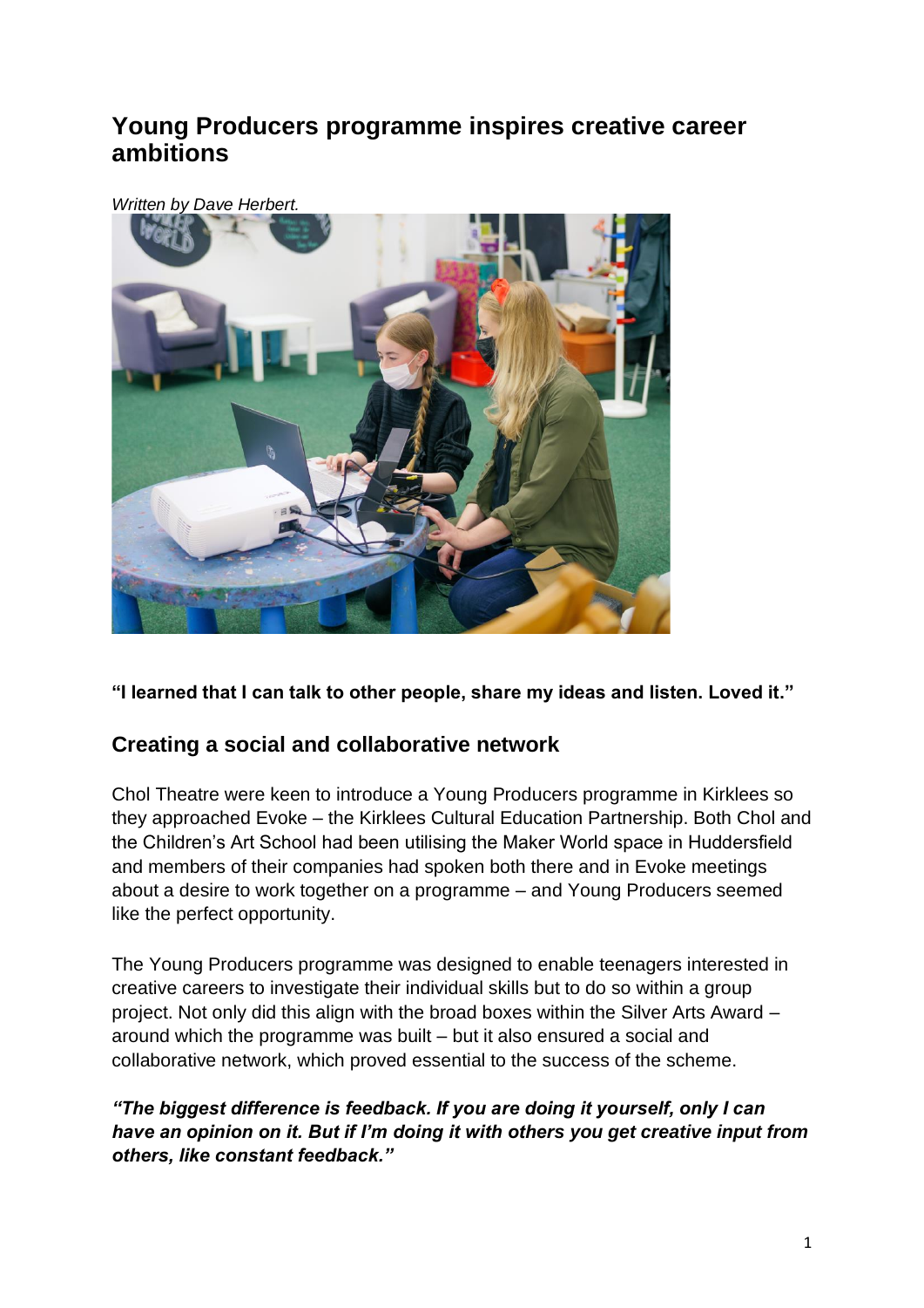# Young Producers programme inspires creative career ambitions

*Written by Dave Herbert.*

**"I learned that I can talk to other people, share my ideas and listen. Loved it."**

## Creating a social and collaborative network

Chol Theatre were keen to introduce a Young Producers programme in Kirklees so they approached Evoke – the Kirklees Cultural Education Partnership. Both Chol and the Children's Art School had been utilising the Maker World space in Huddersfield and members of their companies had spoken both there and in Evoke meetings about a desire to work together on a programme – and Young Producers seemed like the perfect opportunity.

The Young Producers programme was designed to enable teenagers interested in creative careers to investigate their individual skills but to do so within a group project. Not only did this align with the broad boxes within the Silver Arts Award – around which the programme was built – but it also ensured a social and collaborative network, which proved essential to the success of the scheme.

***"The biggest difference is feedback. If you are doing it yourself, only I can have an opinion on it. But if I'm doing it with others you get creative input from others, like constant feedback."***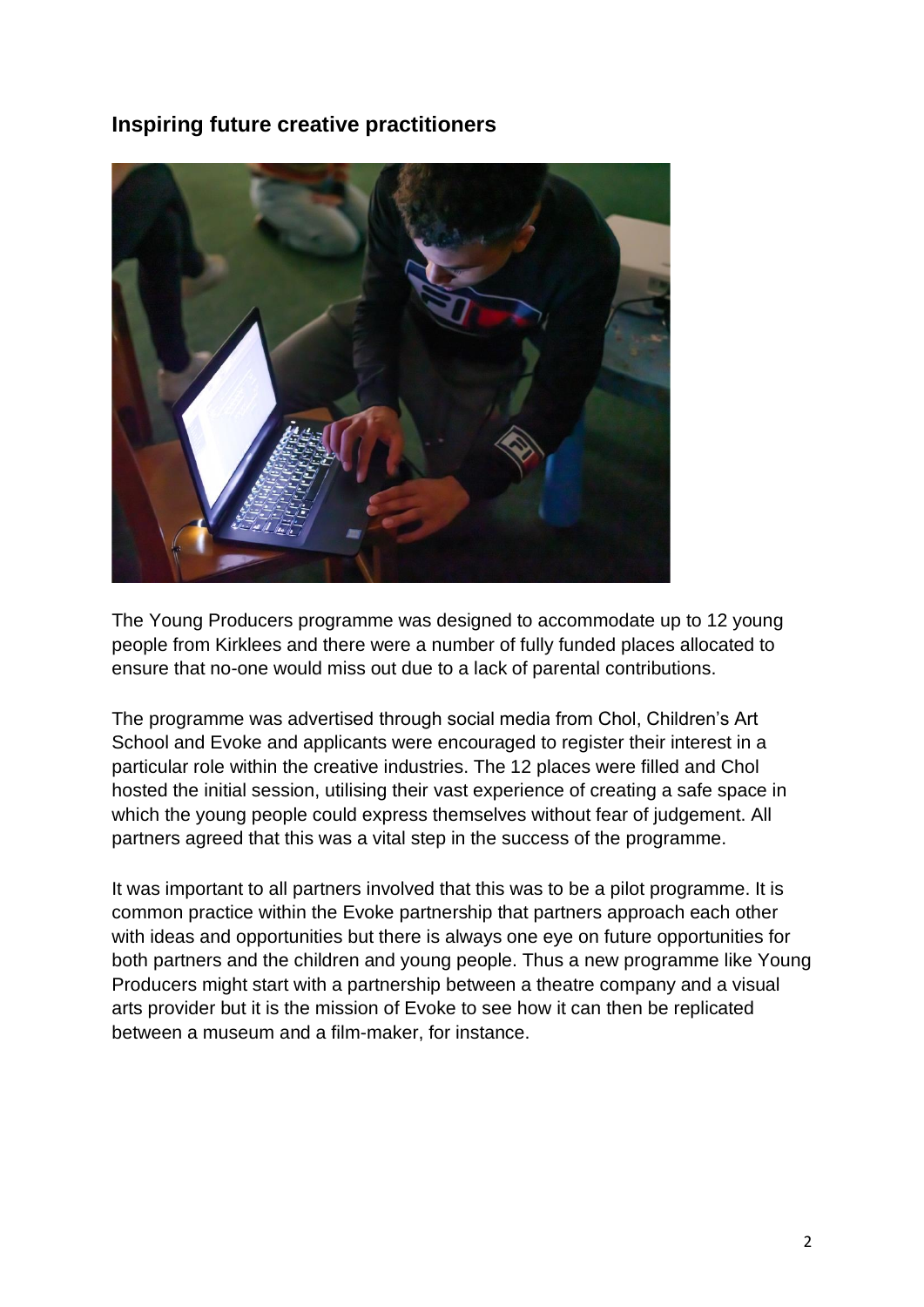## Inspiring future creative practitioners

The Young Producers programme was designed to accommodate up to 12 young people from Kirklees and there were a number of fully funded places allocated to ensure that no-one would miss out due to a lack of parental contributions.

The programme was advertised through social media from Chol, Children's Art School and Evoke and applicants were encouraged to register their interest in a particular role within the creative industries. The 12 places were filled and Chol hosted the initial session, utilising their vast experience of creating a safe space in which the young people could express themselves without fear of judgement. All partners agreed that this was a vital step in the success of the programme.

It was important to all partners involved that this was to be a pilot programme. It is common practice within the Evoke partnership that partners approach each other with ideas and opportunities but there is always one eye on future opportunities for both partners and the children and young people. Thus a new programme like Young Producers might start with a partnership between a theatre company and a visual arts provider but it is the mission of Evoke to see how it can then be replicated between a museum and a film-maker, for instance.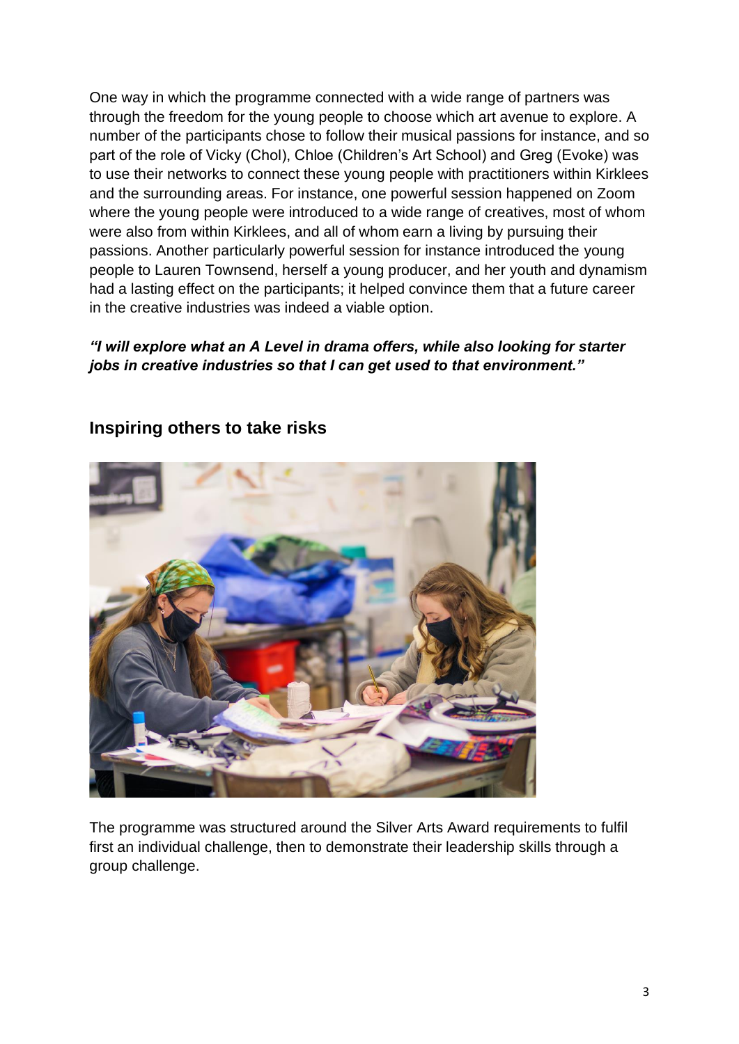One way in which the programme connected with a wide range of partners was through the freedom for the young people to choose which art avenue to explore. A number of the participants chose to follow their musical passions for instance, and so part of the role of Vicky (Chol), Chloe (Children's Art School) and Greg (Evoke) was to use their networks to connect these young people with practitioners within Kirklees and the surrounding areas. For instance, one powerful session happened on Zoom where the young people were introduced to a wide range of creatives, most of whom were also from within Kirklees, and all of whom earn a living by pursuing their passions. Another particularly powerful session for instance introduced the young people to Lauren Townsend, herself a young producer, and her youth and dynamism had a lasting effect on the participants; it helped convince them that a future career in the creative industries was indeed a viable option.

***"I will explore what an A Level in drama offers, while also looking for starter jobs in creative industries so that I can get used to that environment."***

## Inspiring others to take risks

The programme was structured around the Silver Arts Award requirements to fulfil first an individual challenge, then to demonstrate their leadership skills through a group challenge.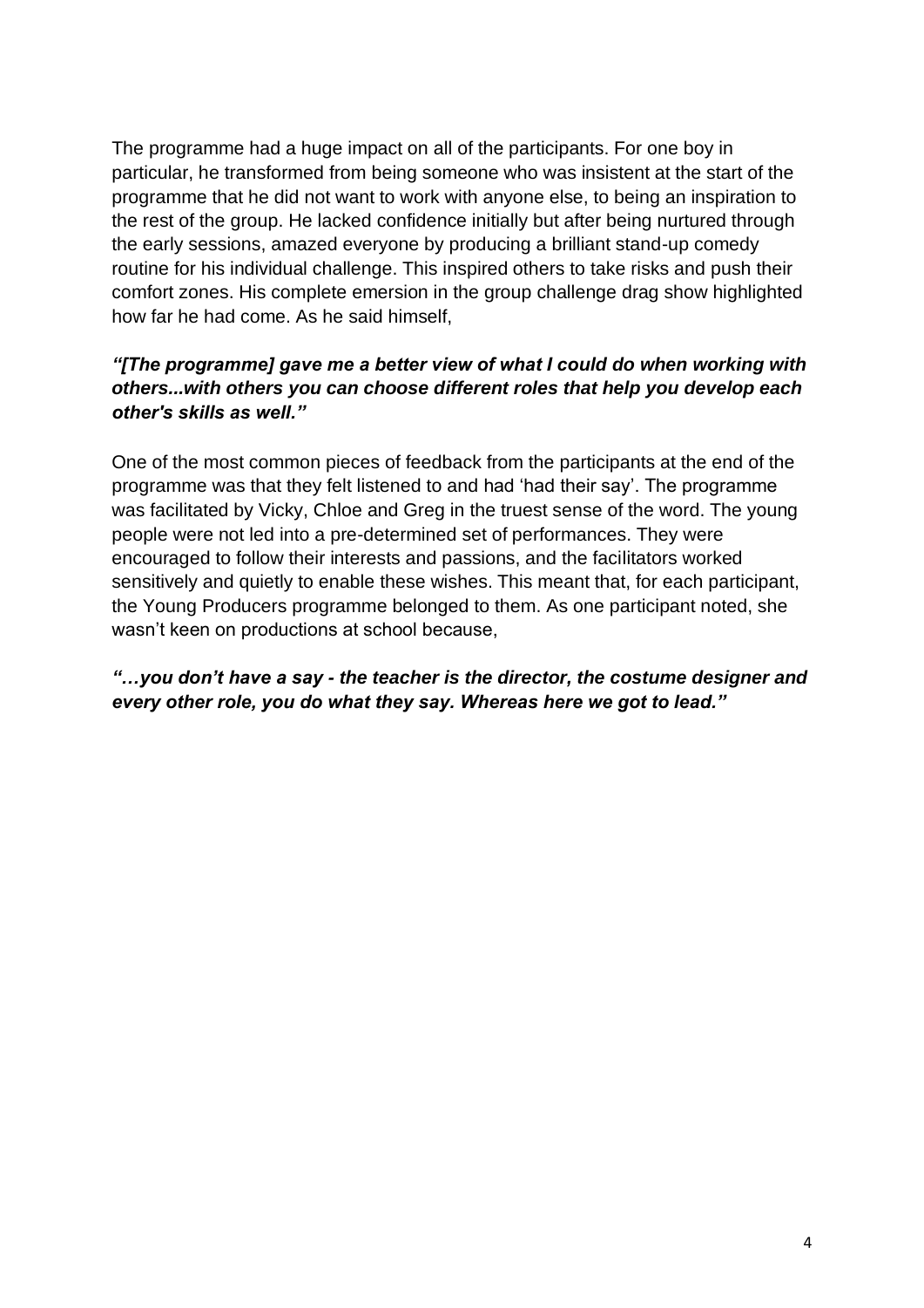The programme had a huge impact on all of the participants. For one boy in particular, he transformed from being someone who was insistent at the start of the programme that he did not want to work with anyone else, to being an inspiration to the rest of the group. He lacked confidence initially but after being nurtured through the early sessions, amazed everyone by producing a brilliant stand-up comedy routine for his individual challenge. This inspired others to take risks and push their comfort zones. His complete emersion in the group challenge drag show highlighted how far he had come. As he said himself,

***"[The programme] gave me a better view of what I could do when working with others...with others you can choose different roles that help you develop each other's skills as well."***

One of the most common pieces of feedback from the participants at the end of the programme was that they felt listened to and had 'had their say'. The programme was facilitated by Vicky, Chloe and Greg in the truest sense of the word. The young people were not led into a pre-determined set of performances. They were encouraged to follow their interests and passions, and the facilitators worked sensitively and quietly to enable these wishes. This meant that, for each participant, the Young Producers programme belonged to them. As one participant noted, she wasn't keen on productions at school because,

***"…you don't have a say - the teacher is the director, the costume designer and every other role, you do what they say. Whereas here we got to lead."***